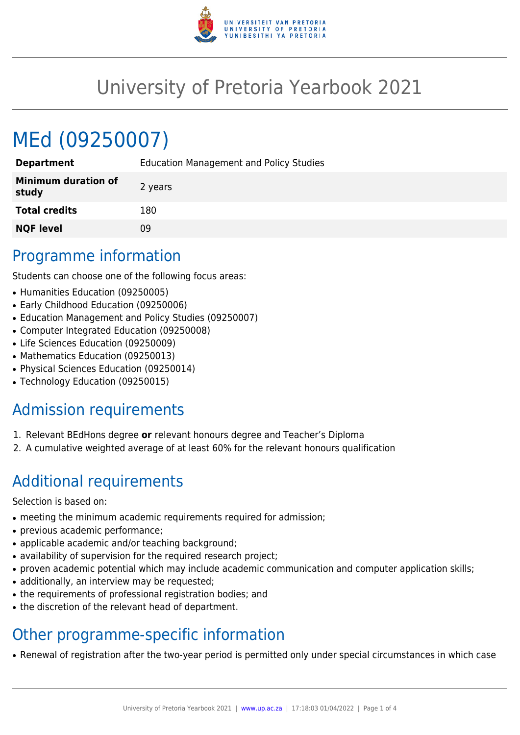# University of Pretoria Yearbook 2021

# MEd (09250007)

| | |
|---|---|
| **Department** | Education Management and Policy Studies |
| **Minimum duration of study** | 2 years |
| **Total credits** | 180 |
| **NQF level** | 09 |

## Programme information

Students can choose one of the following focus areas:

- Humanities Education (09250005)
- Early Childhood Education (09250006)
- Education Management and Policy Studies (09250007)
- Computer Integrated Education (09250008)
- Life Sciences Education (09250009)
- Mathematics Education (09250013)
- Physical Sciences Education (09250014)
- Technology Education (09250015)

## Admission requirements

1. Relevant BEdHons degree **or** relevant honours degree and Teacher's Diploma
2. A cumulative weighted average of at least 60% for the relevant honours qualification

## Additional requirements

Selection is based on:

- meeting the minimum academic requirements required for admission;
- previous academic performance;
- applicable academic and/or teaching background;
- availability of supervision for the required research project;
- proven academic potential which may include academic communication and computer application skills;
- additionally, an interview may be requested;
- the requirements of professional registration bodies; and
- the discretion of the relevant head of department.

## Other programme-specific information

- Renewal of registration after the two-year period is permitted only under special circumstances in which case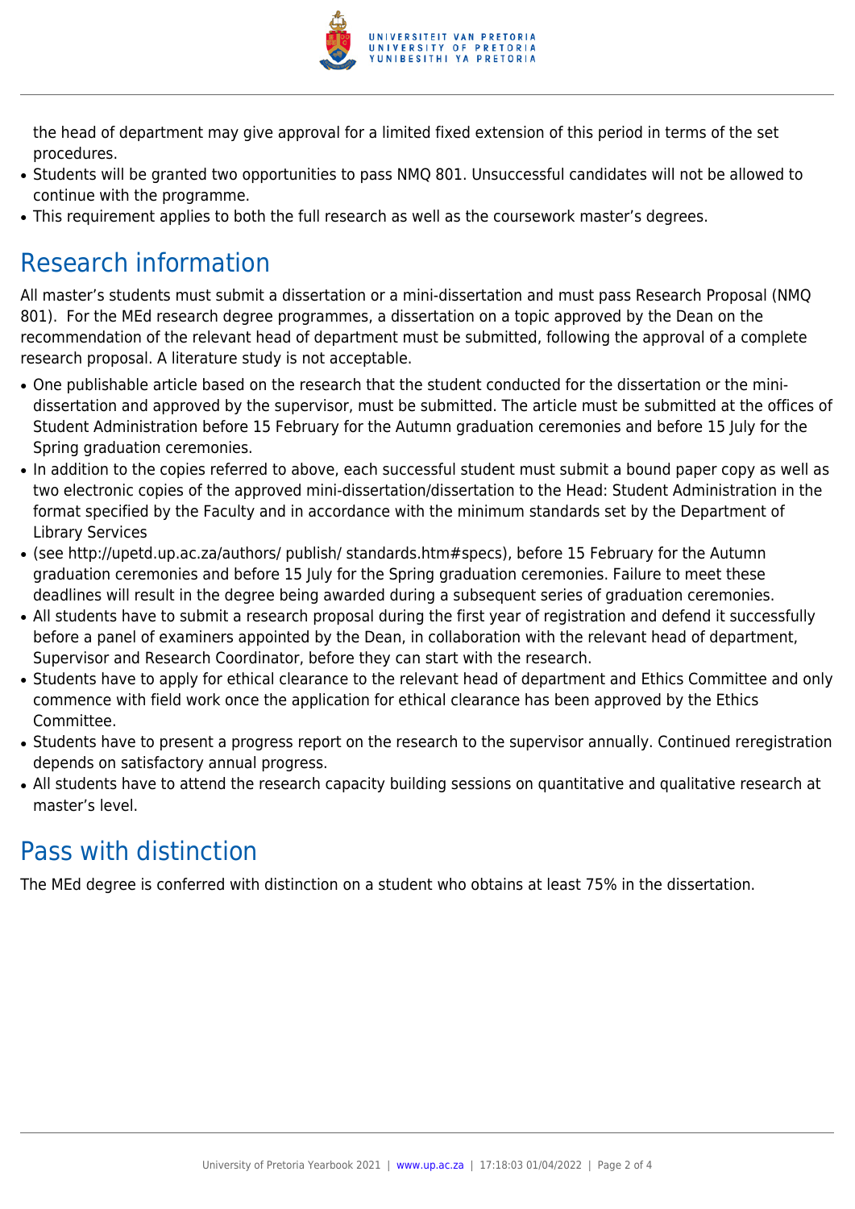the head of department may give approval for a limited fixed extension of this period in terms of the set procedures.

- Students will be granted two opportunities to pass NMQ 801. Unsuccessful candidates will not be allowed to continue with the programme.
- This requirement applies to both the full research as well as the coursework master's degrees.

## Research information

All master's students must submit a dissertation or a mini-dissertation and must pass Research Proposal (NMQ 801). For the MEd research degree programmes, a dissertation on a topic approved by the Dean on the recommendation of the relevant head of department must be submitted, following the approval of a complete research proposal. A literature study is not acceptable.

- One publishable article based on the research that the student conducted for the dissertation or the mini-dissertation and approved by the supervisor, must be submitted. The article must be submitted at the offices of Student Administration before 15 February for the Autumn graduation ceremonies and before 15 July for the Spring graduation ceremonies.
- In addition to the copies referred to above, each successful student must submit a bound paper copy as well as two electronic copies of the approved mini-dissertation/dissertation to the Head: Student Administration in the format specified by the Faculty and in accordance with the minimum standards set by the Department of Library Services
- (see http://upetd.up.ac.za/authors/ publish/ standards.htm#specs), before 15 February for the Autumn graduation ceremonies and before 15 July for the Spring graduation ceremonies. Failure to meet these deadlines will result in the degree being awarded during a subsequent series of graduation ceremonies.
- All students have to submit a research proposal during the first year of registration and defend it successfully before a panel of examiners appointed by the Dean, in collaboration with the relevant head of department, Supervisor and Research Coordinator, before they can start with the research.
- Students have to apply for ethical clearance to the relevant head of department and Ethics Committee and only commence with field work once the application for ethical clearance has been approved by the Ethics Committee.
- Students have to present a progress report on the research to the supervisor annually. Continued reregistration depends on satisfactory annual progress.
- All students have to attend the research capacity building sessions on quantitative and qualitative research at master's level.

## Pass with distinction

The MEd degree is conferred with distinction on a student who obtains at least 75% in the dissertation.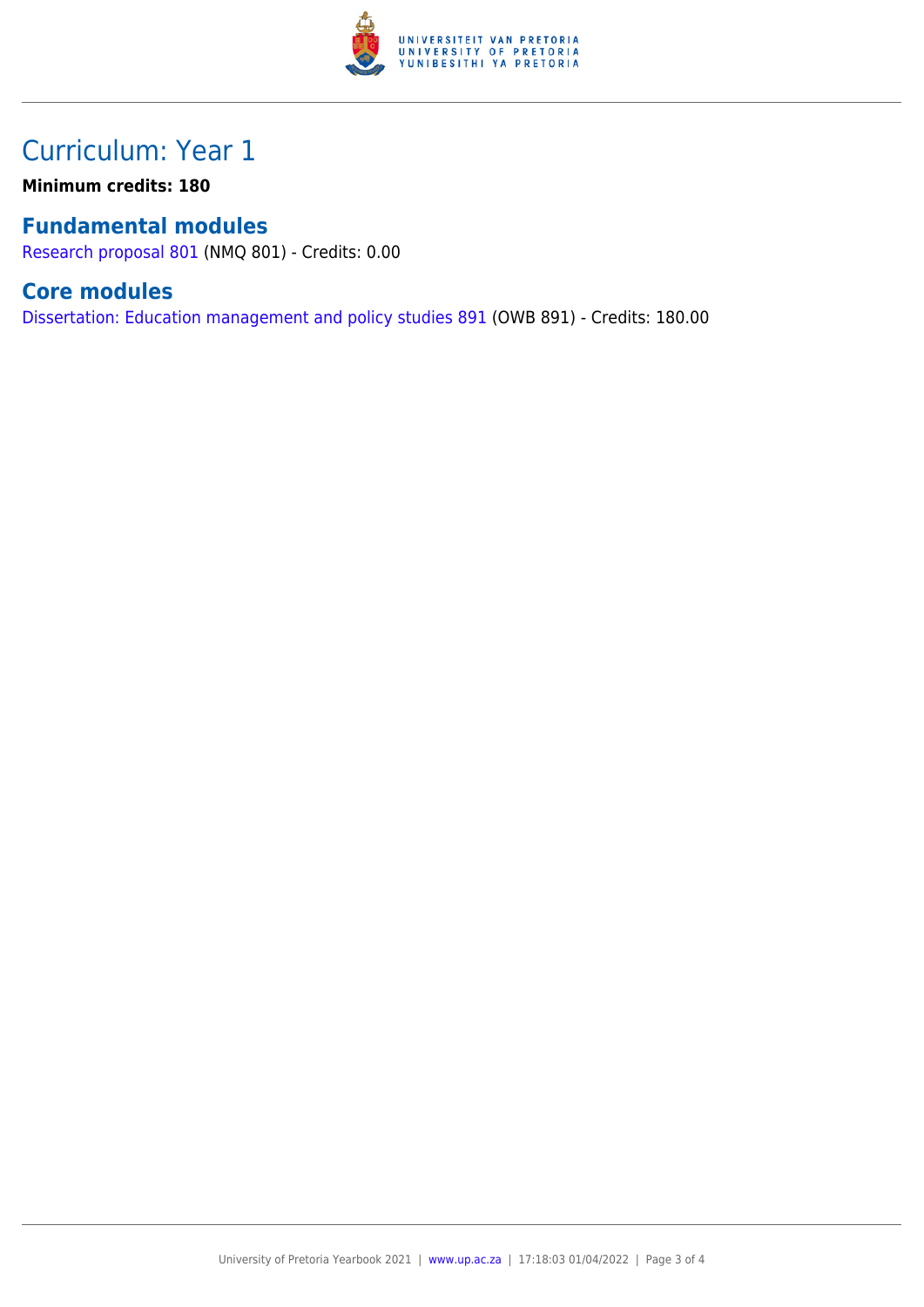# Curriculum: Year 1

**Minimum credits: 180**

## Fundamental modules

Research proposal 801 (NMQ 801) - Credits: 0.00

## Core modules

Dissertation: Education management and policy studies 891 (OWB 891) - Credits: 180.00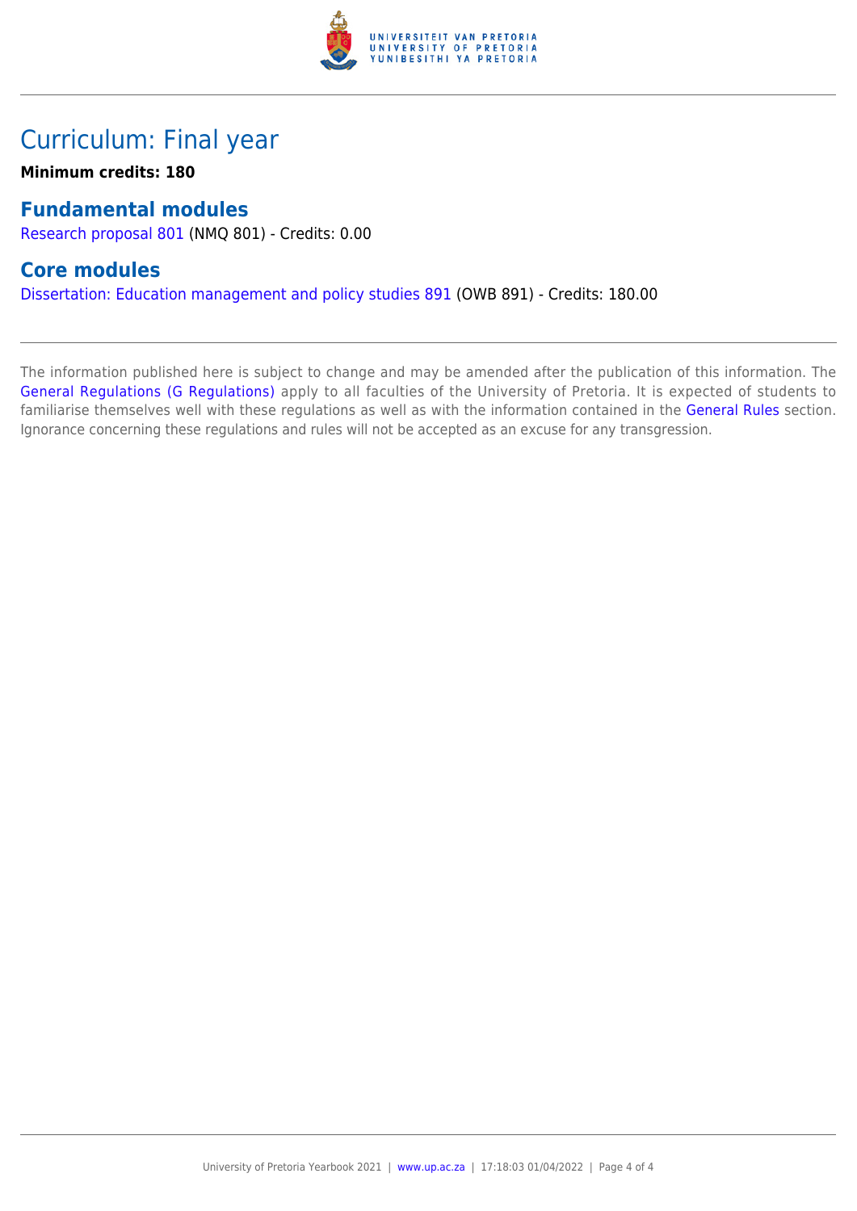# Curriculum: Final year

**Minimum credits: 180**

## Fundamental modules

Research proposal 801 (NMQ 801) - Credits: 0.00

## Core modules

Dissertation: Education management and policy studies 891 (OWB 891) - Credits: 180.00

The information published here is subject to change and may be amended after the publication of this information. The General Regulations (G Regulations) apply to all faculties of the University of Pretoria. It is expected of students to familiarise themselves well with these regulations as well as with the information contained in the General Rules section. Ignorance concerning these regulations and rules will not be accepted as an excuse for any transgression.